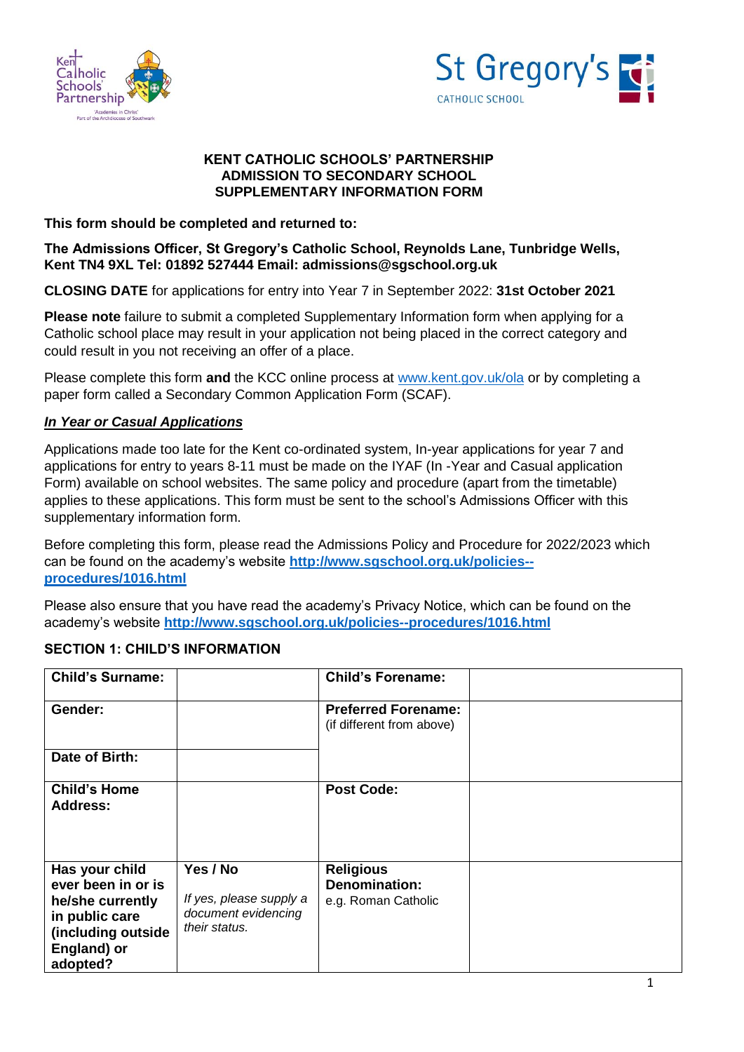# KENT CATHOLIC SCHOOLS' PARTNERSHIP
# ADMISSION TO SECONDARY SCHOOL
# SUPPLEMENTARY INFORMATION FORM

**This form should be completed and returned to:**

**The Admissions Officer, St Gregory's Catholic School, Reynolds Lane, Tunbridge Wells, Kent TN4 9XL Tel: 01892 527444 Email: admissions@sgschool.org.uk**

**CLOSING DATE** for applications for entry into Year 7 in September 2022: **31st October 2021**

**Please note** failure to submit a completed Supplementary Information form when applying for a Catholic school place may result in your application not being placed in the correct category and could result in you not receiving an offer of a place.

Please complete this form **and** the KCC online process at [www.kent.gov.uk/ola](www.kent.gov.uk/ola) or by completing a paper form called a Secondary Common Application Form (SCAF).

***In Year or Casual Applications***

Applications made too late for the Kent co-ordinated system, In-year applications for year 7 and applications for entry to years 8-11 must be made on the IYAF (In -Year and Casual application Form) available on school websites. The same policy and procedure (apart from the timetable) applies to these applications. This form must be sent to the school's Admissions Officer with this supplementary information form.

Before completing this form, please read the Admissions Policy and Procedure for 2022/2023 which can be found on the academy's website **[http://www.sgschool.org.uk/policies--procedures/1016.html](http://www.sgschool.org.uk/policies--procedures/1016.html)**

Please also ensure that you have read the academy's Privacy Notice, which can be found on the academy's website **[http://www.sgschool.org.uk/policies--procedures/1016.html](http://www.sgschool.org.uk/policies--procedures/1016.html)**

## SECTION 1: CHILD'S INFORMATION

| **Child's Surname:** | | **Child's Forename:** | |
|---|---|---|---|
| **Gender:** | | **Preferred Forename:** (if different from above) | |
| **Date of Birth:** | | | |
| **Child's Home Address:** | | **Post Code:** | |
| **Has your child ever been in or is he/she currently in public care (including outside England) or adopted?** | **Yes / No** *If yes, please supply a document evidencing their status.* | **Religious Denomination:** e.g. Roman Catholic | |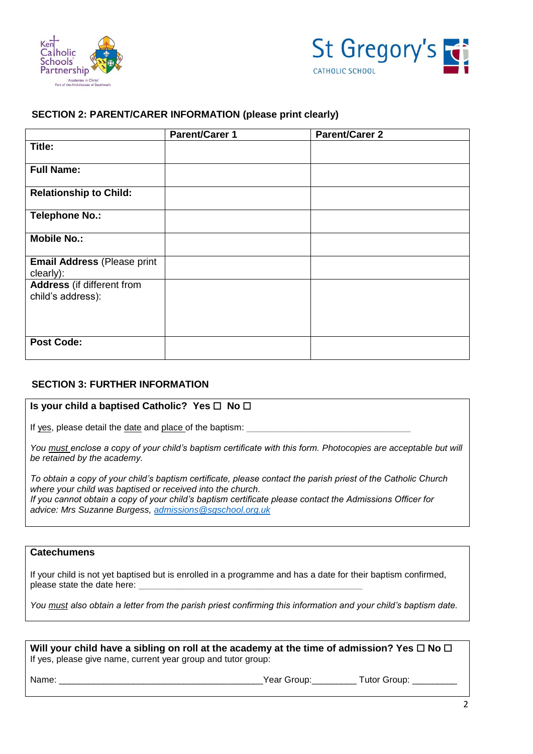## SECTION 2: PARENT/CARER INFORMATION (please print clearly)

| | Parent/Carer 1 | Parent/Carer 2 |
|---|---|---|
| **Title:** | | |
| **Full Name:** | | |
| **Relationship to Child:** | | |
| **Telephone No.:** | | |
| **Mobile No.:** | | |
| **Email Address** (Please print clearly): | | |
| **Address** (if different from child's address): | | |
| **Post Code:** | | |

## SECTION 3: FURTHER INFORMATION

**Is your child a baptised Catholic? Yes ☐ No ☐**

If yes, please detail the date and place of the baptism: ___________________________________

*You must enclose a copy of your child's baptism certificate with this form. Photocopies are acceptable but will be retained by the academy.*

*To obtain a copy of your child's baptism certificate, please contact the parish priest of the Catholic Church where your child was baptised or received into the church.*
*If you cannot obtain a copy of your child's baptism certificate please contact the Admissions Officer for advice: Mrs Suzanne Burgess, admissions@sgschool.org.uk*

**Catechumens**

If your child is not yet baptised but is enrolled in a programme and has a date for their baptism confirmed, please state the date here: _______________________________________________

*You must also obtain a letter from the parish priest confirming this information and your child's baptism date.*

**Will your child have a sibling on roll at the academy at the time of admission? Yes ☐ No ☐**
If yes, please give name, current year group and tutor group:

Name: __________________________________________ Year Group:_________ Tutor Group: _________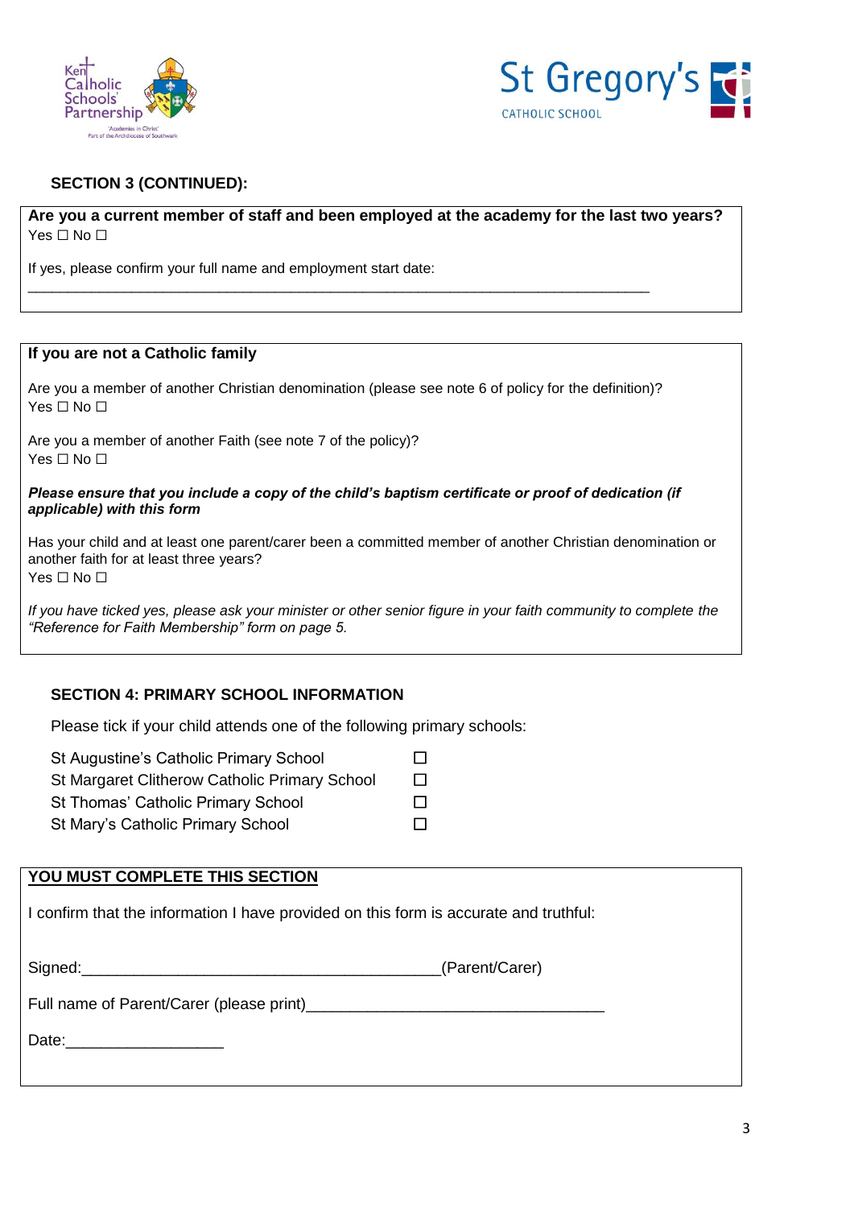### SECTION 3 (CONTINUED):

**Are you a current member of staff and been employed at the academy for the last two years?**
Yes ☐ No ☐

If yes, please confirm your full name and employment start date:

\_\_\_\_\_\_\_\_\_\_\_\_\_\_\_\_\_\_\_\_\_\_\_\_\_\_\_\_\_\_\_\_\_\_\_\_\_\_\_\_\_\_\_\_\_\_\_\_\_\_\_\_\_\_\_\_\_\_\_\_\_\_\_\_\_\_\_\_\_\_\_\_\_\_\_\_\_\_

**If you are not a Catholic family**

Are you a member of another Christian denomination (please see note 6 of policy for the definition)?
Yes ☐ No ☐

Are you a member of another Faith (see note 7 of the policy)?
Yes ☐ No ☐

***Please ensure that you include a copy of the child's baptism certificate or proof of dedication (if applicable) with this form***

Has your child and at least one parent/carer been a committed member of another Christian denomination or another faith for at least three years?
Yes ☐ No ☐

*If you have ticked yes, please ask your minister or other senior figure in your faith community to complete the "Reference for Faith Membership" form on page 5.*

### SECTION 4: PRIMARY SCHOOL INFORMATION

Please tick if your child attends one of the following primary schools:

St Augustine's Catholic Primary School ☐
St Margaret Clitherow Catholic Primary School ☐
St Thomas' Catholic Primary School ☐
St Mary's Catholic Primary School ☐

**YOU MUST COMPLETE THIS SECTION**

I confirm that the information I have provided on this form is accurate and truthful:

Signed:\_\_\_\_\_\_\_\_\_\_\_\_\_\_\_\_\_\_\_\_\_\_\_\_\_\_\_\_\_\_\_\_\_\_\_\_\_\_\_\_\_\_(Parent/Carer)

Full name of Parent/Carer (please print)\_\_\_\_\_\_\_\_\_\_\_\_\_\_\_\_\_\_\_\_\_\_\_\_\_\_\_\_\_\_\_\_\_\_

Date:\_\_\_\_\_\_\_\_\_\_\_\_\_\_\_\_\_\_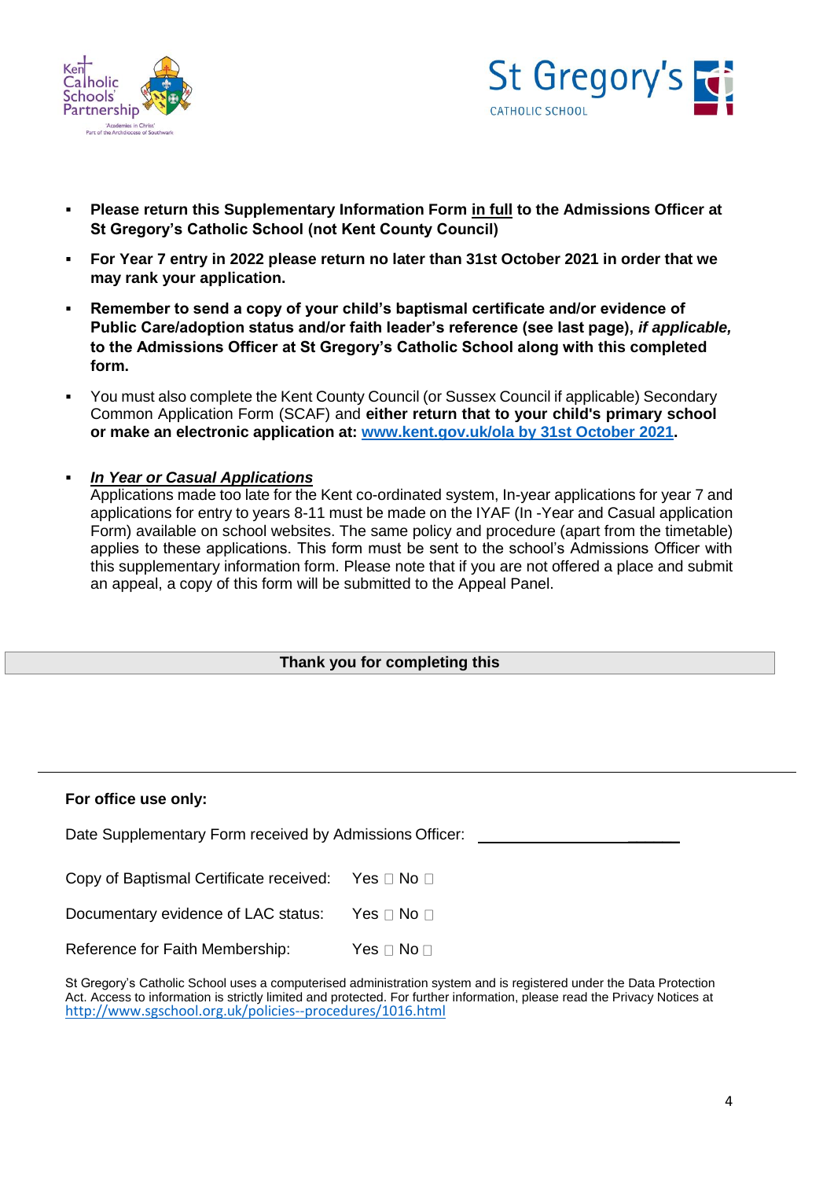- **Please return this Supplementary Information Form in full to the Admissions Officer at St Gregory's Catholic School (not Kent County Council)**
- **For Year 7 entry in 2022 please return no later than 31st October 2021 in order that we may rank your application.**
- **Remember to send a copy of your child's baptismal certificate and/or evidence of Public Care/adoption status and/or faith leader's reference (see last page), *if applicable,* to the Admissions Officer at St Gregory's Catholic School along with this completed form.**
- You must also complete the Kent County Council (or Sussex Council if applicable) Secondary Common Application Form (SCAF) and **either return that to your child's primary school or make an electronic application at: [www.kent.gov.uk/ola by 31st October 2021](www.kent.gov.uk/ola).**
- ***In Year or Casual Applications***
  Applications made too late for the Kent co-ordinated system, In-year applications for year 7 and applications for entry to years 8-11 must be made on the IYAF (In -Year and Casual application Form) available on school websites. The same policy and procedure (apart from the timetable) applies to these applications. This form must be sent to the school's Admissions Officer with this supplementary information form. Please note that if you are not offered a place and submit an appeal, a copy of this form will be submitted to the Appeal Panel.

**Thank you for completing this**

---

**For office use only:**

Date Supplementary Form received by Admissions Officer: ______________________

Copy of Baptismal Certificate received: Yes ☐ No ☐

Documentary evidence of LAC status: Yes ☐ No ☐

Reference for Faith Membership: Yes ☐ No ☐

St Gregory's Catholic School uses a computerised administration system and is registered under the Data Protection Act. Access to information is strictly limited and protected. For further information, please read the Privacy Notices at http://www.sgschool.org.uk/policies--procedures/1016.html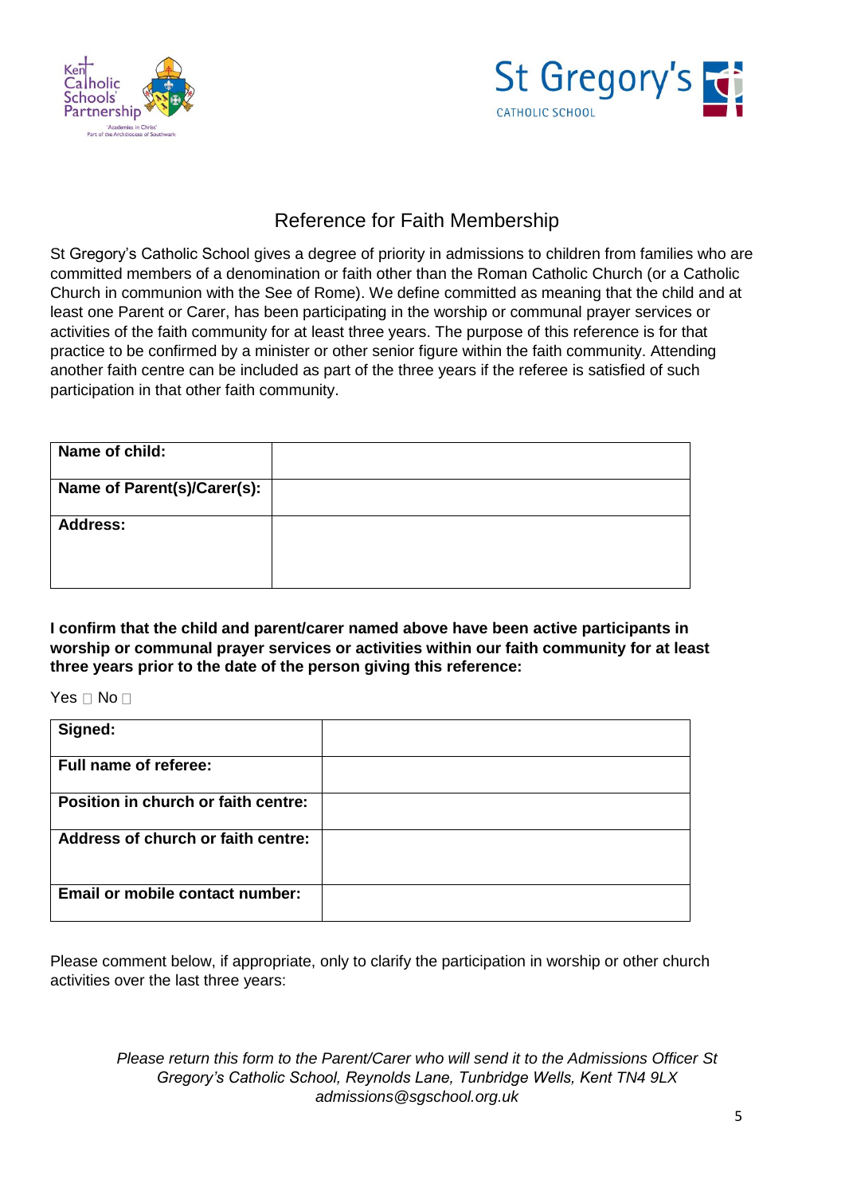# Reference for Faith Membership

St Gregory's Catholic School gives a degree of priority in admissions to children from families who are committed members of a denomination or faith other than the Roman Catholic Church (or a Catholic Church in communion with the See of Rome). We define committed as meaning that the child and at least one Parent or Carer, has been participating in the worship or communal prayer services or activities of the faith community for at least three years. The purpose of this reference is for that practice to be confirmed by a minister or other senior figure within the faith community. Attending another faith centre can be included as part of the three years if the referee is satisfied of such participation in that other faith community.

| | |
|---|---|
| **Name of child:** | |
| **Name of Parent(s)/Carer(s):** | |
| **Address:** | |

**I confirm that the child and parent/carer named above have been active participants in worship or communal prayer services or activities within our faith community for at least three years prior to the date of the person giving this reference:**

Yes ☐ No ☐

| | |
|---|---|
| **Signed:** | |
| **Full name of referee:** | |
| **Position in church or faith centre:** | |
| **Address of church or faith centre:** | |
| **Email or mobile contact number:** | |

Please comment below, if appropriate, only to clarify the participation in worship or other church activities over the last three years:

*Please return this form to the Parent/Carer who will send it to the Admissions Officer St Gregory's Catholic School, Reynolds Lane, Tunbridge Wells, Kent TN4 9LX admissions@sgschool.org.uk*